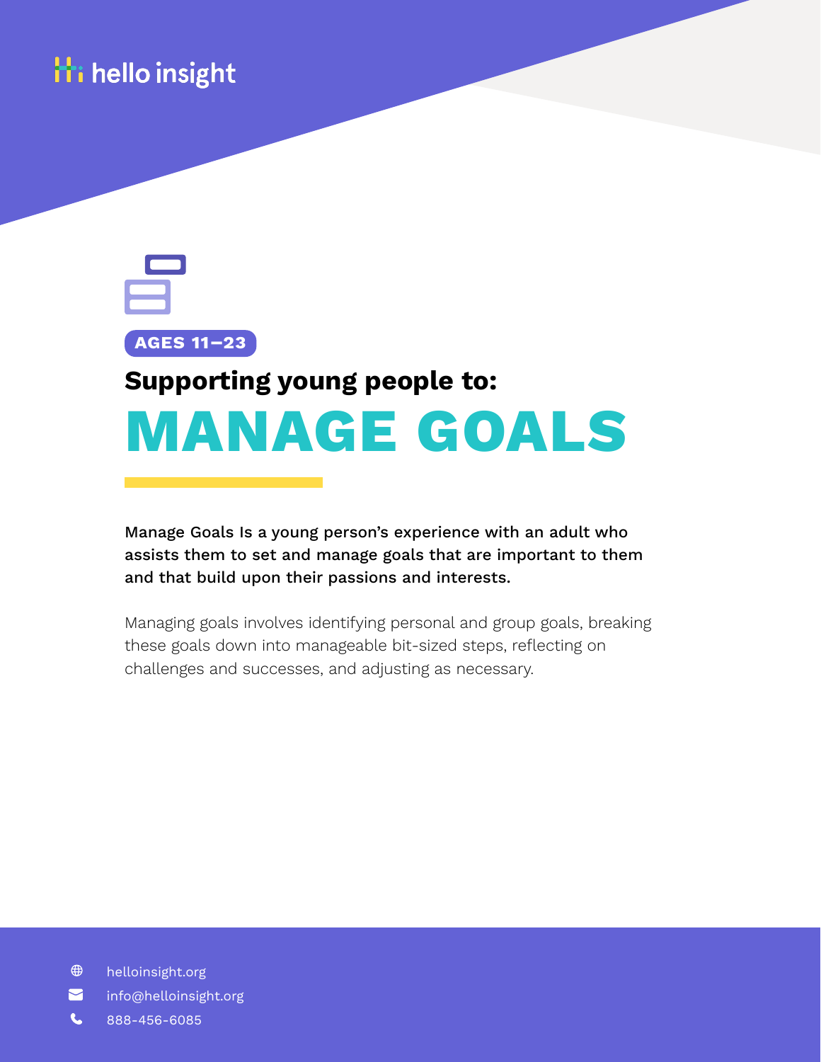hello insight

AGES 11–23

## Supporting young people to:

# MANAGE GOALS

**Manage Goals Is a young person's experience with an adult who assists them to set and manage goals that are important to them and that build upon their passions and interests.**

Managing goals involves identifying personal and group goals, breaking these goals down into manageable bit-sized steps, reflecting on challenges and successes, and adjusting as necessary.

helloinsight.org
info@helloinsight.org
888-456-6085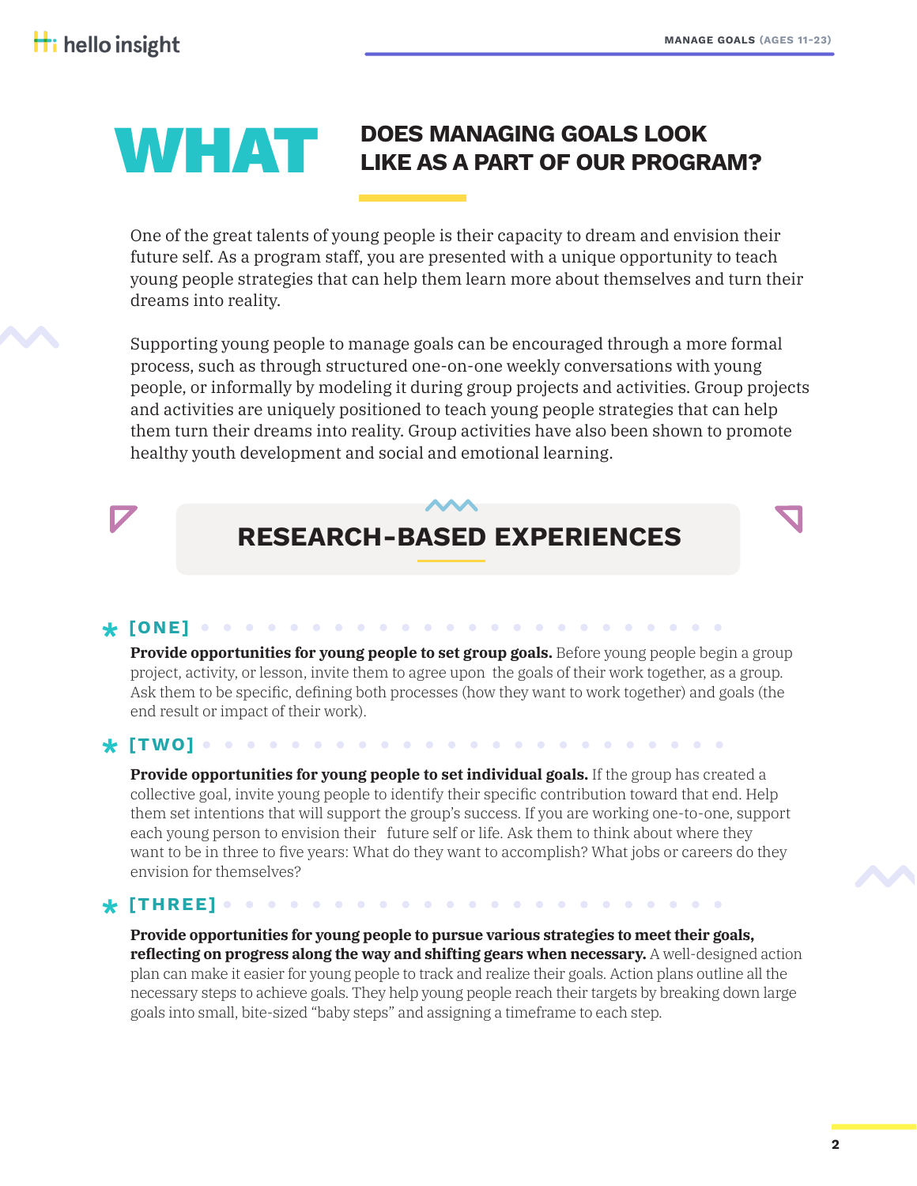# WHAT DOES MANAGING GOALS LOOK LIKE AS A PART OF OUR PROGRAM?

One of the great talents of young people is their capacity to dream and envision their future self. As a program staff, you are presented with a unique opportunity to teach young people strategies that can help them learn more about themselves and turn their dreams into reality.

Supporting young people to manage goals can be encouraged through a more formal process, such as through structured one-on-one weekly conversations with young people, or informally by modeling it during group projects and activities. Group projects and activities are uniquely positioned to teach young people strategies that can help them turn their dreams into reality. Group activities have also been shown to promote healthy youth development and social and emotional learning.

## RESEARCH-BASED EXPERIENCES

### [ONE]

**Provide opportunities for young people to set group goals.** Before young people begin a group project, activity, or lesson, invite them to agree upon the goals of their work together, as a group. Ask them to be specific, defining both processes (how they want to work together) and goals (the end result or impact of their work).

### [TWO]

**Provide opportunities for young people to set individual goals.** If the group has created a collective goal, invite young people to identify their specific contribution toward that end. Help them set intentions that will support the group's success. If you are working one-to-one, support each young person to envision their future self or life. Ask them to think about where they want to be in three to five years: What do they want to accomplish? What jobs or careers do they envision for themselves?

### [THREE]

**Provide opportunities for young people to pursue various strategies to meet their goals, reflecting on progress along the way and shifting gears when necessary.** A well-designed action plan can make it easier for young people to track and realize their goals. Action plans outline all the necessary steps to achieve goals. They help young people reach their targets by breaking down large goals into small, bite-sized "baby steps" and assigning a timeframe to each step.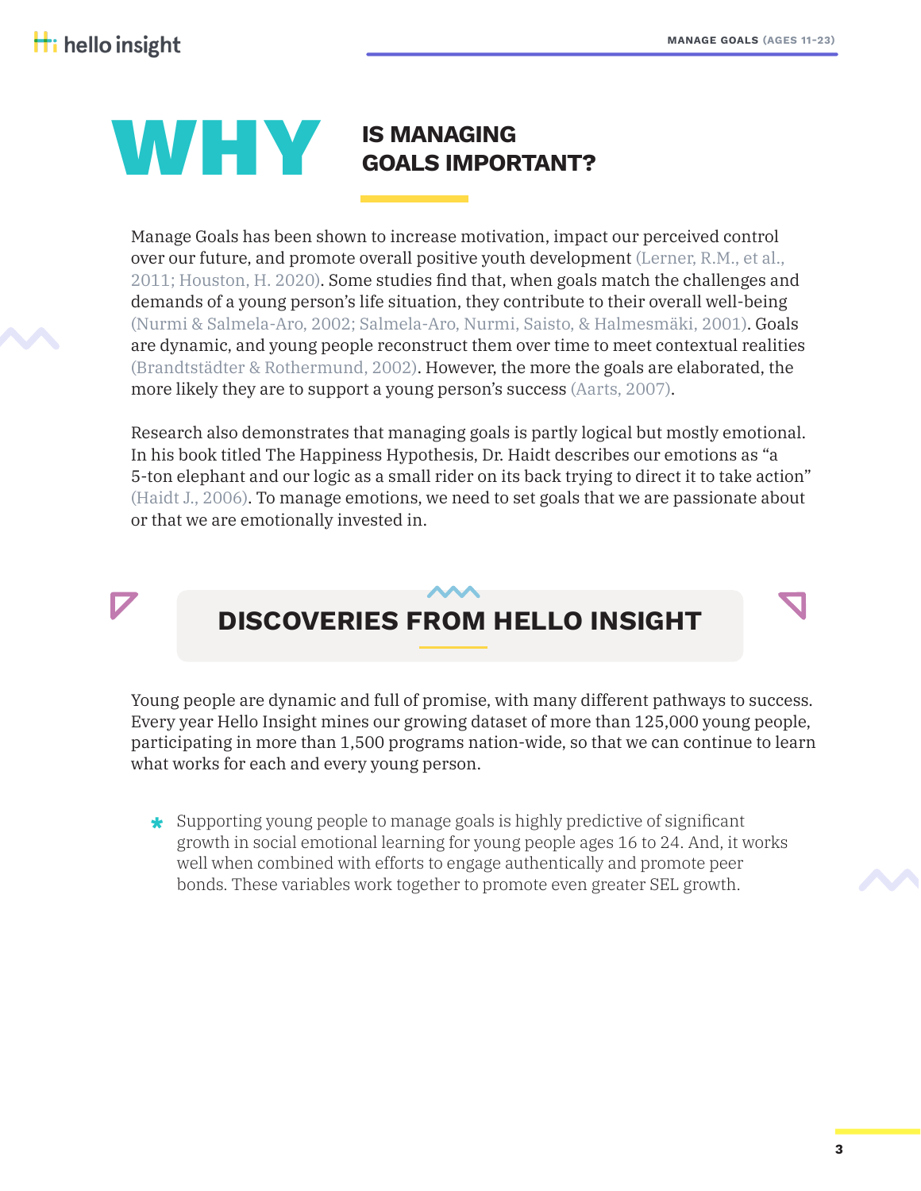# WHY IS MANAGING GOALS IMPORTANT?

Manage Goals has been shown to increase motivation, impact our perceived control over our future, and promote overall positive youth development (Lerner, R.M., et al., 2011; Houston, H. 2020). Some studies find that, when goals match the challenges and demands of a young person's life situation, they contribute to their overall well-being (Nurmi & Salmela-Aro, 2002; Salmela-Aro, Nurmi, Saisto, & Halmesmäki, 2001). Goals are dynamic, and young people reconstruct them over time to meet contextual realities (Brandtstädter & Rothermund, 2002). However, the more the goals are elaborated, the more likely they are to support a young person's success (Aarts, 2007).

Research also demonstrates that managing goals is partly logical but mostly emotional. In his book titled The Happiness Hypothesis, Dr. Haidt describes our emotions as "a 5-ton elephant and our logic as a small rider on its back trying to direct it to take action" (Haidt J., 2006). To manage emotions, we need to set goals that we are passionate about or that we are emotionally invested in.

## DISCOVERIES FROM HELLO INSIGHT

Young people are dynamic and full of promise, with many different pathways to success. Every year Hello Insight mines our growing dataset of more than 125,000 young people, participating in more than 1,500 programs nation-wide, so that we can continue to learn what works for each and every young person.

- Supporting young people to manage goals is highly predictive of significant growth in social emotional learning for young people ages 16 to 24. And, it works well when combined with efforts to engage authentically and promote peer bonds. These variables work together to promote even greater SEL growth.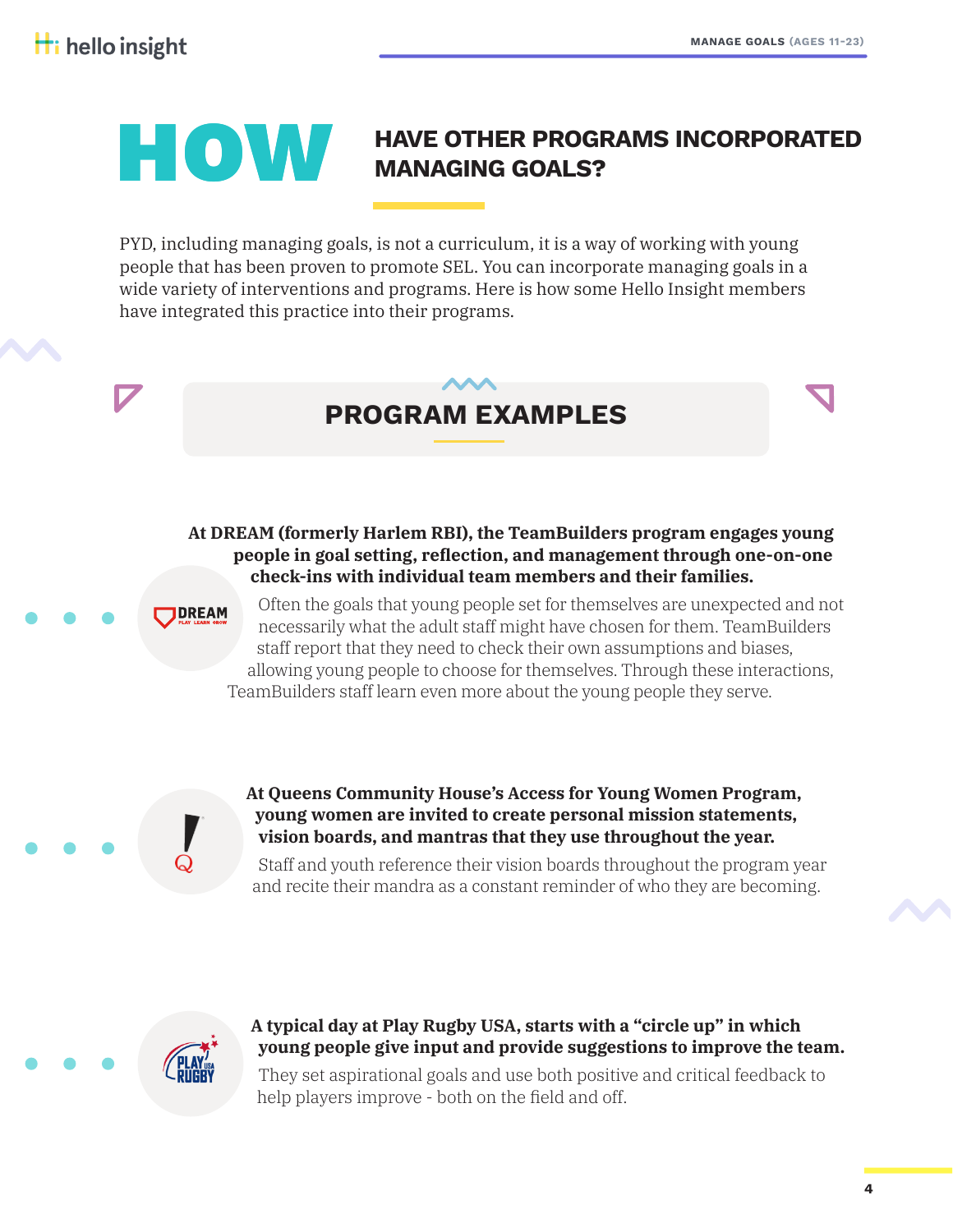# HOW HAVE OTHER PROGRAMS INCORPORATED MANAGING GOALS?

PYD, including managing goals, is not a curriculum, it is a way of working with young people that has been proven to promote SEL. You can incorporate managing goals in a wide variety of interventions and programs. Here is how some Hello Insight members have integrated this practice into their programs.

## PROGRAM EXAMPLES

**At DREAM (formerly Harlem RBI), the TeamBuilders program engages young people in goal setting, reflection, and management through one-on-one check-ins with individual team members and their families.**

Often the goals that young people set for themselves are unexpected and not necessarily what the adult staff might have chosen for them. TeamBuilders staff report that they need to check their own assumptions and biases, allowing young people to choose for themselves. Through these interactions, TeamBuilders staff learn even more about the young people they serve.

**At Queens Community House's Access for Young Women Program, young women are invited to create personal mission statements, vision boards, and mantras that they use throughout the year.**

Staff and youth reference their vision boards throughout the program year and recite their mandra as a constant reminder of who they are becoming.

**A typical day at Play Rugby USA, starts with a "circle up" in which young people give input and provide suggestions to improve the team.**

They set aspirational goals and use both positive and critical feedback to help players improve - both on the field and off.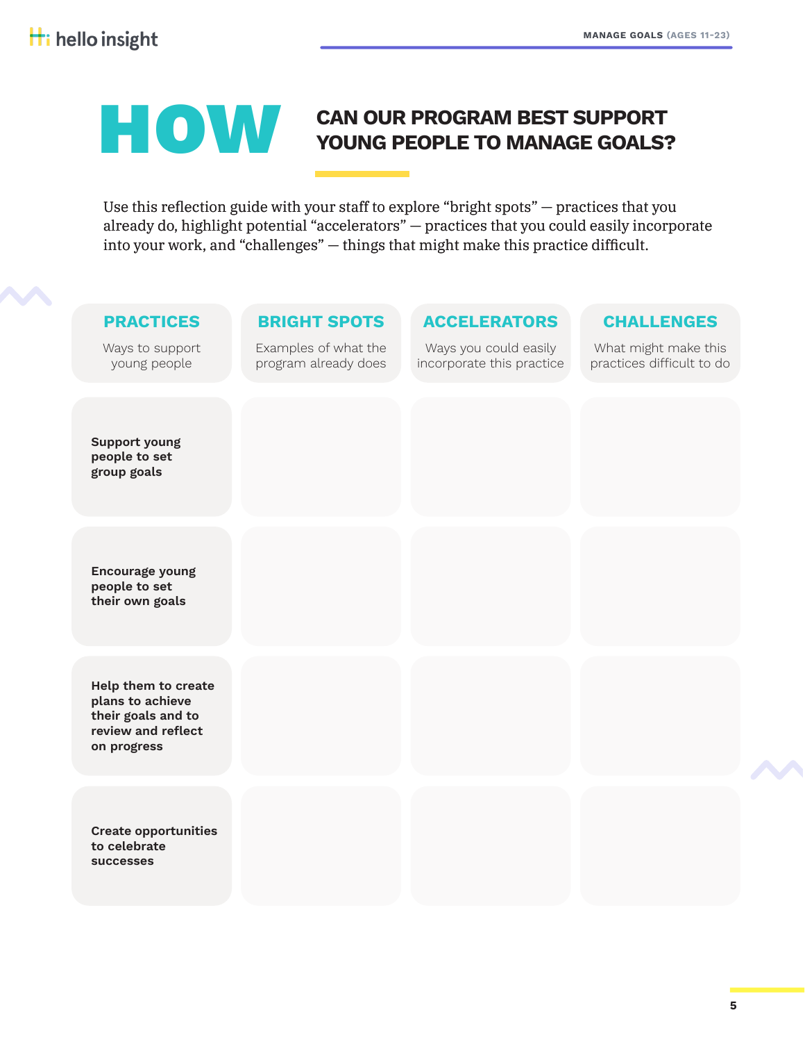# HOW CAN OUR PROGRAM BEST SUPPORT YOUNG PEOPLE TO MANAGE GOALS?

Use this reflection guide with your staff to explore "bright spots" — practices that you already do, highlight potential "accelerators" — practices that you could easily incorporate into your work, and "challenges" — things that might make this practice difficult.

| PRACTICES<br>Ways to support young people | BRIGHT SPOTS<br>Examples of what the program already does | ACCELERATORS<br>Ways you could easily incorporate this practice | CHALLENGES<br>What might make this practices difficult to do |
|---|---|---|---|
| **Support young people to set group goals** | | | |
| **Encourage young people to set their own goals** | | | |
| **Help them to create plans to achieve their goals and to review and reflect on progress** | | | |
| **Create opportunities to celebrate successes** | | | |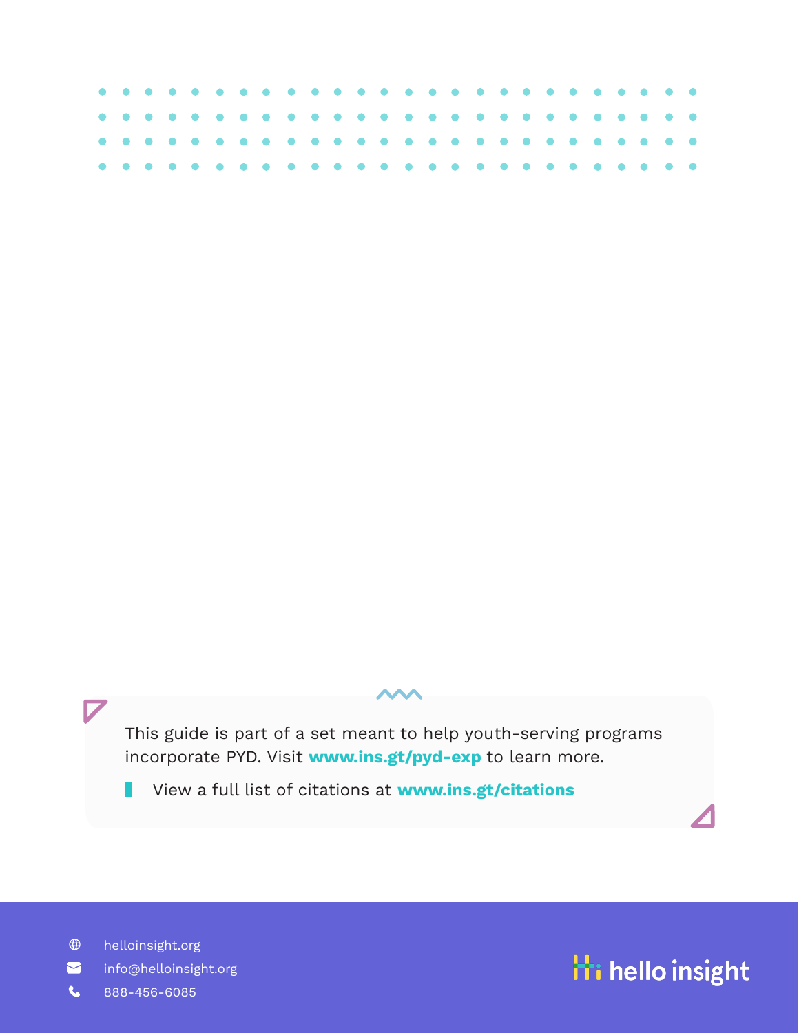This guide is part of a set meant to help youth-serving programs incorporate PYD. Visit **www.ins.gt/pyd-exp** to learn more.

View a full list of citations at **www.ins.gt/citations**

helloinsight.org

info@helloinsight.org

888-456-6085

hello insight